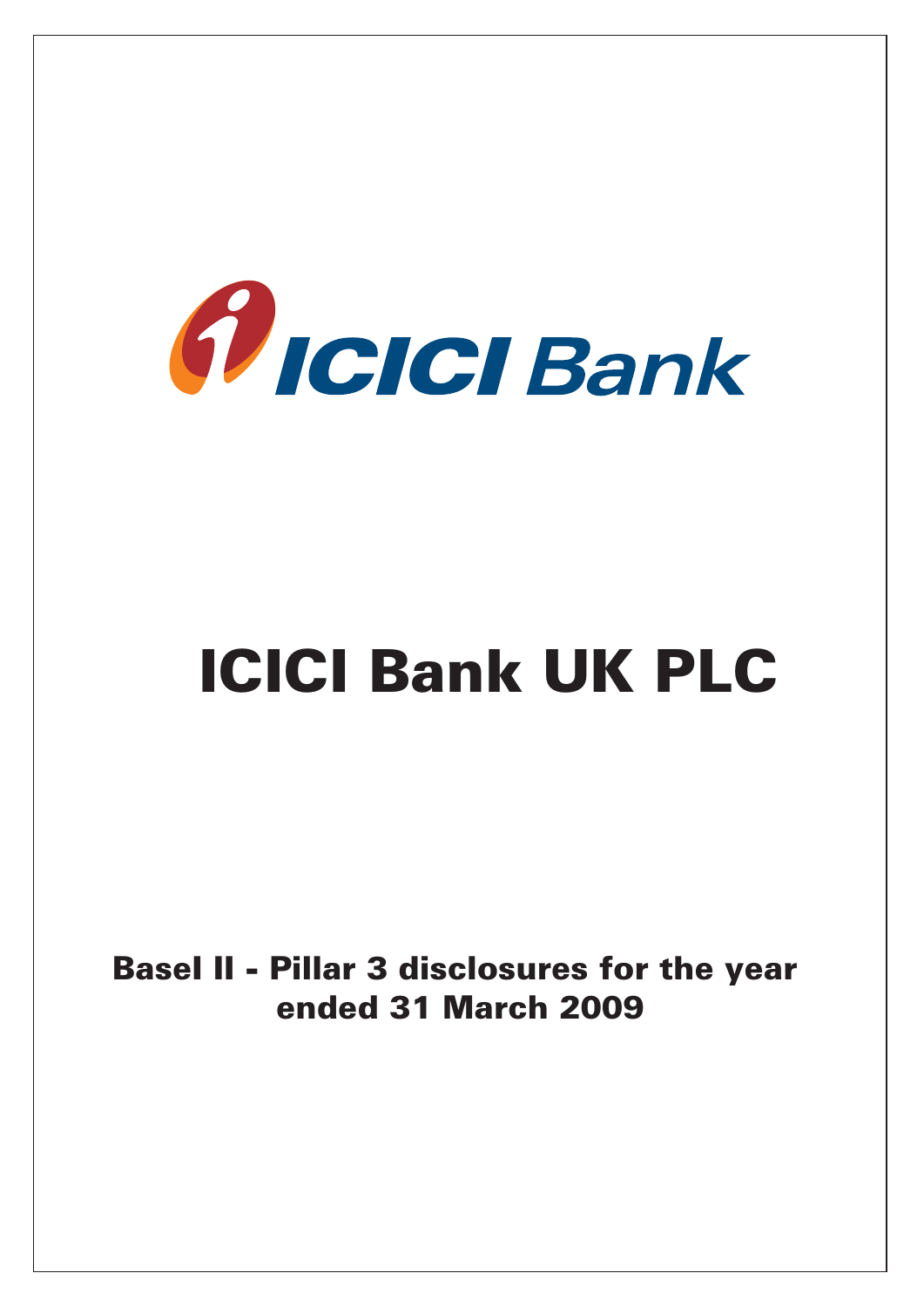ICICI Bank

# ICICI Bank UK PLC

## Basel II - Pillar 3 disclosures for the year ended 31 March 2009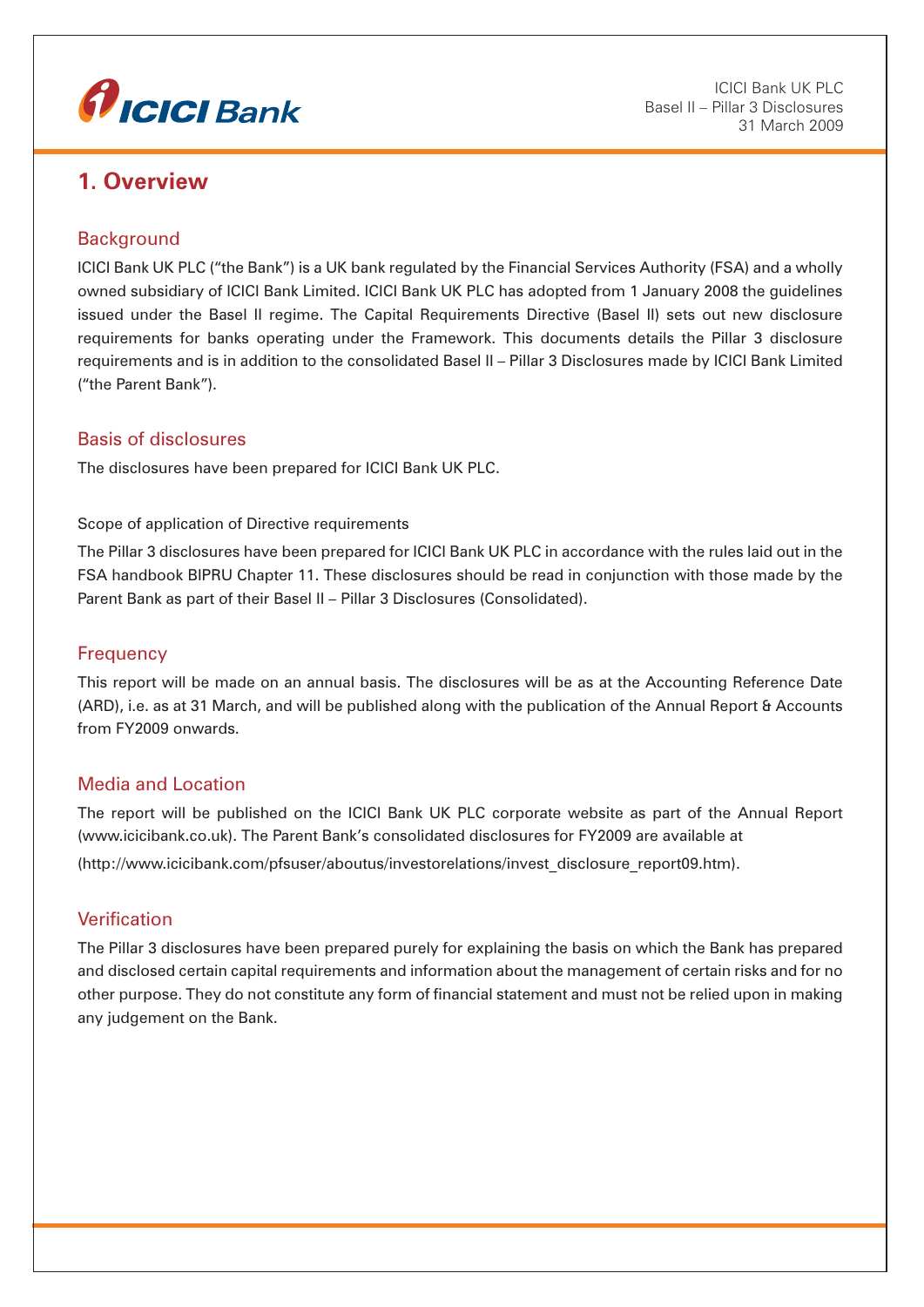# 1. Overview

## Background

ICICI Bank UK PLC ("the Bank") is a UK bank regulated by the Financial Services Authority (FSA) and a wholly owned subsidiary of ICICI Bank Limited. ICICI Bank UK PLC has adopted from 1 January 2008 the guidelines issued under the Basel II regime. The Capital Requirements Directive (Basel II) sets out new disclosure requirements for banks operating under the Framework. This documents details the Pillar 3 disclosure requirements and is in addition to the consolidated Basel II – Pillar 3 Disclosures made by ICICI Bank Limited ("the Parent Bank").

## Basis of disclosures

The disclosures have been prepared for ICICI Bank UK PLC.

Scope of application of Directive requirements

The Pillar 3 disclosures have been prepared for ICICI Bank UK PLC in accordance with the rules laid out in the FSA handbook BIPRU Chapter 11. These disclosures should be read in conjunction with those made by the Parent Bank as part of their Basel II – Pillar 3 Disclosures (Consolidated).

## Frequency

This report will be made on an annual basis. The disclosures will be as at the Accounting Reference Date (ARD), i.e. as at 31 March, and will be published along with the publication of the Annual Report & Accounts from FY2009 onwards.

## Media and Location

The report will be published on the ICICI Bank UK PLC corporate website as part of the Annual Report (www.icicibank.co.uk). The Parent Bank's consolidated disclosures for FY2009 are available at

(http://www.icicibank.com/pfsuser/aboutus/investorelations/invest_disclosure_report09.htm).

## Verification

The Pillar 3 disclosures have been prepared purely for explaining the basis on which the Bank has prepared and disclosed certain capital requirements and information about the management of certain risks and for no other purpose. They do not constitute any form of financial statement and must not be relied upon in making any judgement on the Bank.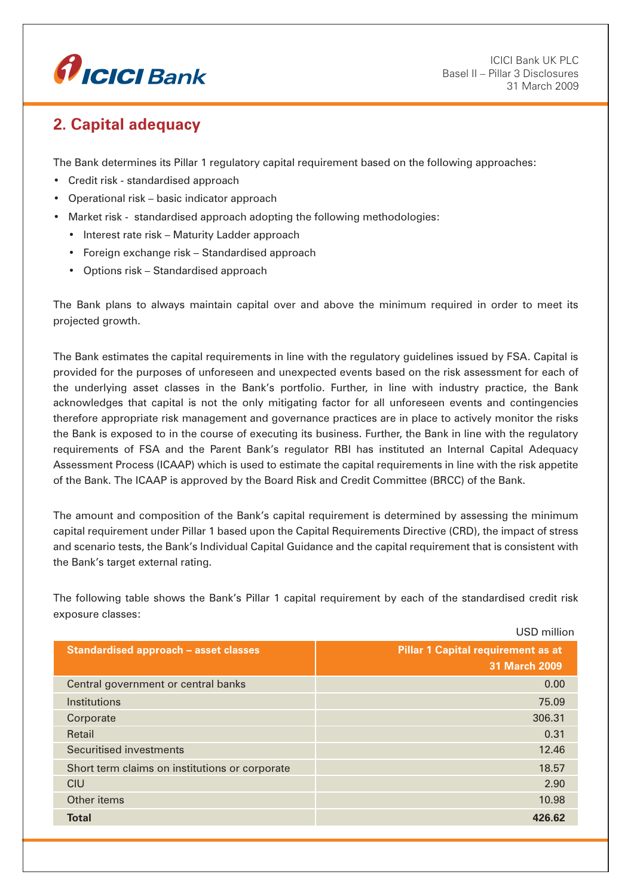## 2. Capital adequacy

The Bank determines its Pillar 1 regulatory capital requirement based on the following approaches:

- Credit risk - standardised approach
- Operational risk – basic indicator approach
- Market risk - standardised approach adopting the following methodologies:
  - Interest rate risk – Maturity Ladder approach
  - Foreign exchange risk – Standardised approach
  - Options risk – Standardised approach

The Bank plans to always maintain capital over and above the minimum required in order to meet its projected growth.

The Bank estimates the capital requirements in line with the regulatory guidelines issued by FSA. Capital is provided for the purposes of unforeseen and unexpected events based on the risk assessment for each of the underlying asset classes in the Bank's portfolio. Further, in line with industry practice, the Bank acknowledges that capital is not the only mitigating factor for all unforeseen events and contingencies therefore appropriate risk management and governance practices are in place to actively monitor the risks the Bank is exposed to in the course of executing its business. Further, the Bank in line with the regulatory requirements of FSA and the Parent Bank's regulator RBI has instituted an Internal Capital Adequacy Assessment Process (ICAAP) which is used to estimate the capital requirements in line with the risk appetite of the Bank. The ICAAP is approved by the Board Risk and Credit Committee (BRCC) of the Bank.

The amount and composition of the Bank's capital requirement is determined by assessing the minimum capital requirement under Pillar 1 based upon the Capital Requirements Directive (CRD), the impact of stress and scenario tests, the Bank's Individual Capital Guidance and the capital requirement that is consistent with the Bank's target external rating.

The following table shows the Bank's Pillar 1 capital requirement by each of the standardised credit risk exposure classes:

USD million

| Standardised approach – asset classes | Pillar 1 Capital requirement as at 31 March 2009 |
|---|---:|
| Central government or central banks | 0.00 |
| Institutions | 75.09 |
| Corporate | 306.31 |
| Retail | 0.31 |
| Securitised investments | 12.46 |
| Short term claims on institutions or corporate | 18.57 |
| CIU | 2.90 |
| Other items | 10.98 |
| **Total** | **426.62** |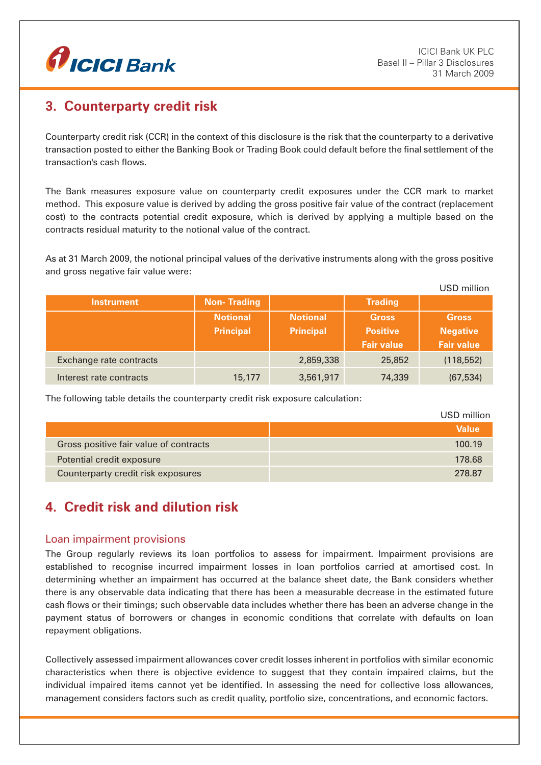## 3. Counterparty credit risk

Counterparty credit risk (CCR) in the context of this disclosure is the risk that the counterparty to a derivative transaction posted to either the Banking Book or Trading Book could default before the final settlement of the transaction's cash flows.

The Bank measures exposure value on counterparty credit exposures under the CCR mark to market method. This exposure value is derived by adding the gross positive fair value of the contract (replacement cost) to the contracts potential credit exposure, which is derived by applying a multiple based on the contracts residual maturity to the notional value of the contract.

As at 31 March 2009, the notional principal values of the derivative instruments along with the gross positive and gross negative fair value were:

USD million

| Instrument | Non- Trading | | Trading | |
|---|---|---|---|---|
| | Notional Principal | Notional Principal | Gross Positive Fair value | Gross Negative Fair value |
| Exchange rate contracts | | 2,859,338 | 25,852 | (118,552) |
| Interest rate contracts | 15,177 | 3,561,917 | 74,339 | (67,534) |

The following table details the counterparty credit risk exposure calculation:

USD million

| | Value |
|---|---|
| Gross positive fair value of contracts | 100.19 |
| Potential credit exposure | 178.68 |
| Counterparty credit risk exposures | 278.87 |

## 4. Credit risk and dilution risk

### Loan impairment provisions

The Group regularly reviews its loan portfolios to assess for impairment. Impairment provisions are established to recognise incurred impairment losses in loan portfolios carried at amortised cost. In determining whether an impairment has occurred at the balance sheet date, the Bank considers whether there is any observable data indicating that there has been a measurable decrease in the estimated future cash flows or their timings; such observable data includes whether there has been an adverse change in the payment status of borrowers or changes in economic conditions that correlate with defaults on loan repayment obligations.

Collectively assessed impairment allowances cover credit losses inherent in portfolios with similar economic characteristics when there is objective evidence to suggest that they contain impaired claims, but the individual impaired items cannot yet be identified. In assessing the need for collective loss allowances, management considers factors such as credit quality, portfolio size, concentrations, and economic factors.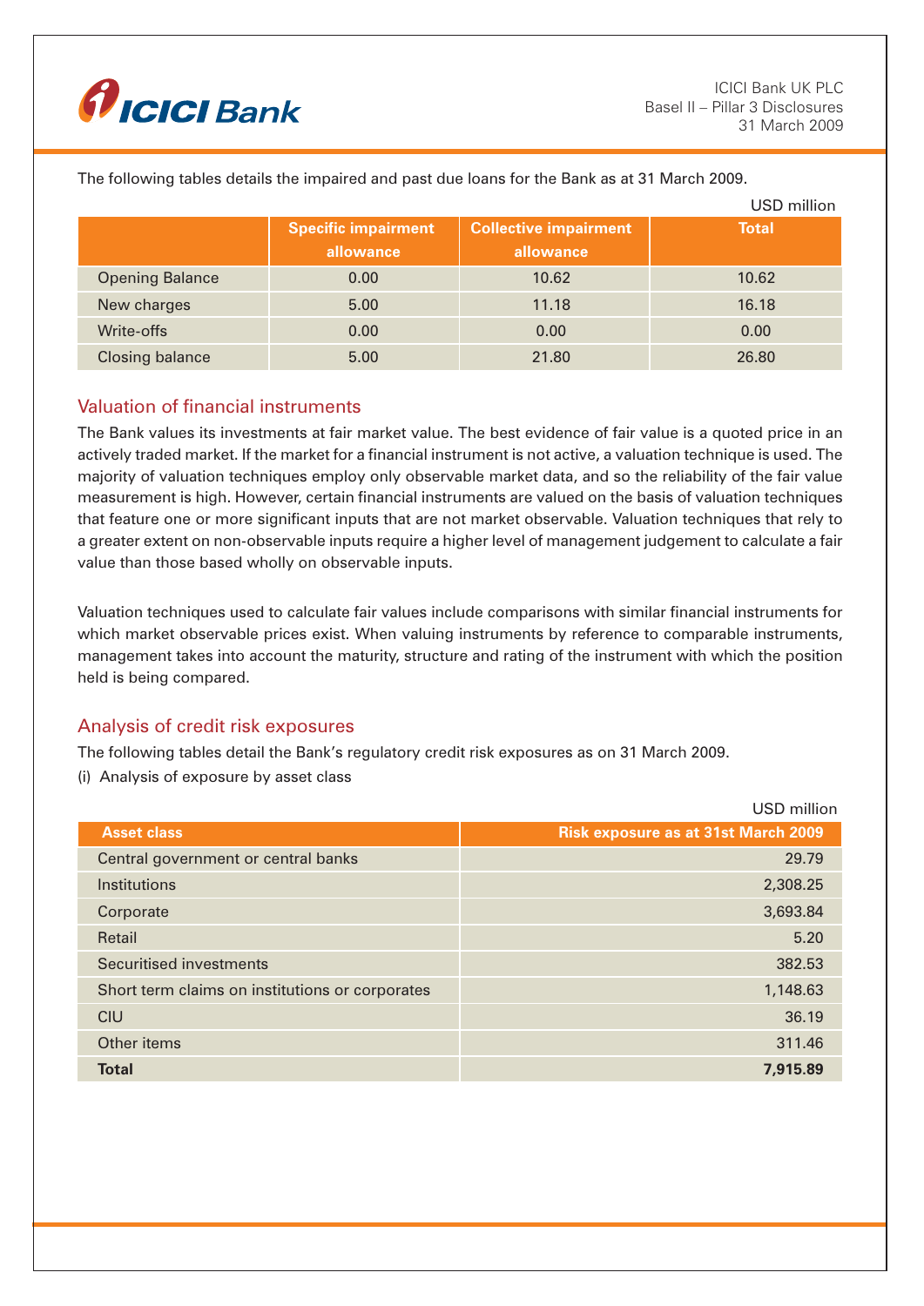The following tables details the impaired and past due loans for the Bank as at 31 March 2009.

USD million

| | Specific impairment allowance | Collective impairment allowance | Total |
|---|---|---|---|
| Opening Balance | 0.00 | 10.62 | 10.62 |
| New charges | 5.00 | 11.18 | 16.18 |
| Write-offs | 0.00 | 0.00 | 0.00 |
| Closing balance | 5.00 | 21.80 | 26.80 |

## Valuation of financial instruments

The Bank values its investments at fair market value. The best evidence of fair value is a quoted price in an actively traded market. If the market for a financial instrument is not active, a valuation technique is used. The majority of valuation techniques employ only observable market data, and so the reliability of the fair value measurement is high. However, certain financial instruments are valued on the basis of valuation techniques that feature one or more significant inputs that are not market observable. Valuation techniques that rely to a greater extent on non-observable inputs require a higher level of management judgement to calculate a fair value than those based wholly on observable inputs.

Valuation techniques used to calculate fair values include comparisons with similar financial instruments for which market observable prices exist. When valuing instruments by reference to comparable instruments, management takes into account the maturity, structure and rating of the instrument with which the position held is being compared.

## Analysis of credit risk exposures

The following tables detail the Bank's regulatory credit risk exposures as on 31 March 2009.

(i) Analysis of exposure by asset class

USD million

| Asset class | Risk exposure as at 31st March 2009 |
|---|---|
| Central government or central banks | 29.79 |
| Institutions | 2,308.25 |
| Corporate | 3,693.84 |
| Retail | 5.20 |
| Securitised investments | 382.53 |
| Short term claims on institutions or corporates | 1,148.63 |
| CIU | 36.19 |
| Other items | 311.46 |
| **Total** | **7,915.89** |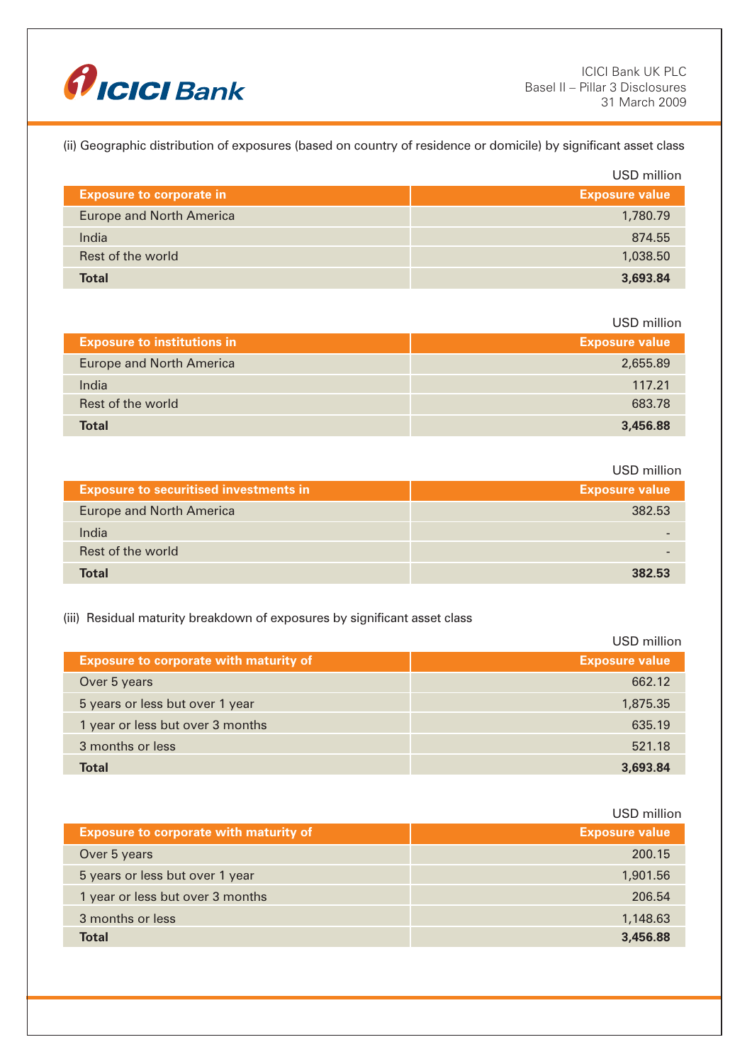(ii) Geographic distribution of exposures (based on country of residence or domicile) by significant asset class

USD million

| Exposure to corporate in | Exposure value |
|---|---:|
| Europe and North America | 1,780.79 |
| India | 874.55 |
| Rest of the world | 1,038.50 |
| **Total** | **3,693.84** |

USD million

| Exposure to institutions in | Exposure value |
|---|---:|
| Europe and North America | 2,655.89 |
| India | 117.21 |
| Rest of the world | 683.78 |
| **Total** | **3,456.88** |

USD million

| Exposure to securitised investments in | Exposure value |
|---|---:|
| Europe and North America | 382.53 |
| India | - |
| Rest of the world | - |
| **Total** | **382.53** |

(iii) Residual maturity breakdown of exposures by significant asset class

USD million

| Exposure to corporate with maturity of | Exposure value |
|---|---:|
| Over 5 years | 662.12 |
| 5 years or less but over 1 year | 1,875.35 |
| 1 year or less but over 3 months | 635.19 |
| 3 months or less | 521.18 |
| **Total** | **3,693.84** |

USD million

| Exposure to corporate with maturity of | Exposure value |
|---|---:|
| Over 5 years | 200.15 |
| 5 years or less but over 1 year | 1,901.56 |
| 1 year or less but over 3 months | 206.54 |
| 3 months or less | 1,148.63 |
| **Total** | **3,456.88** |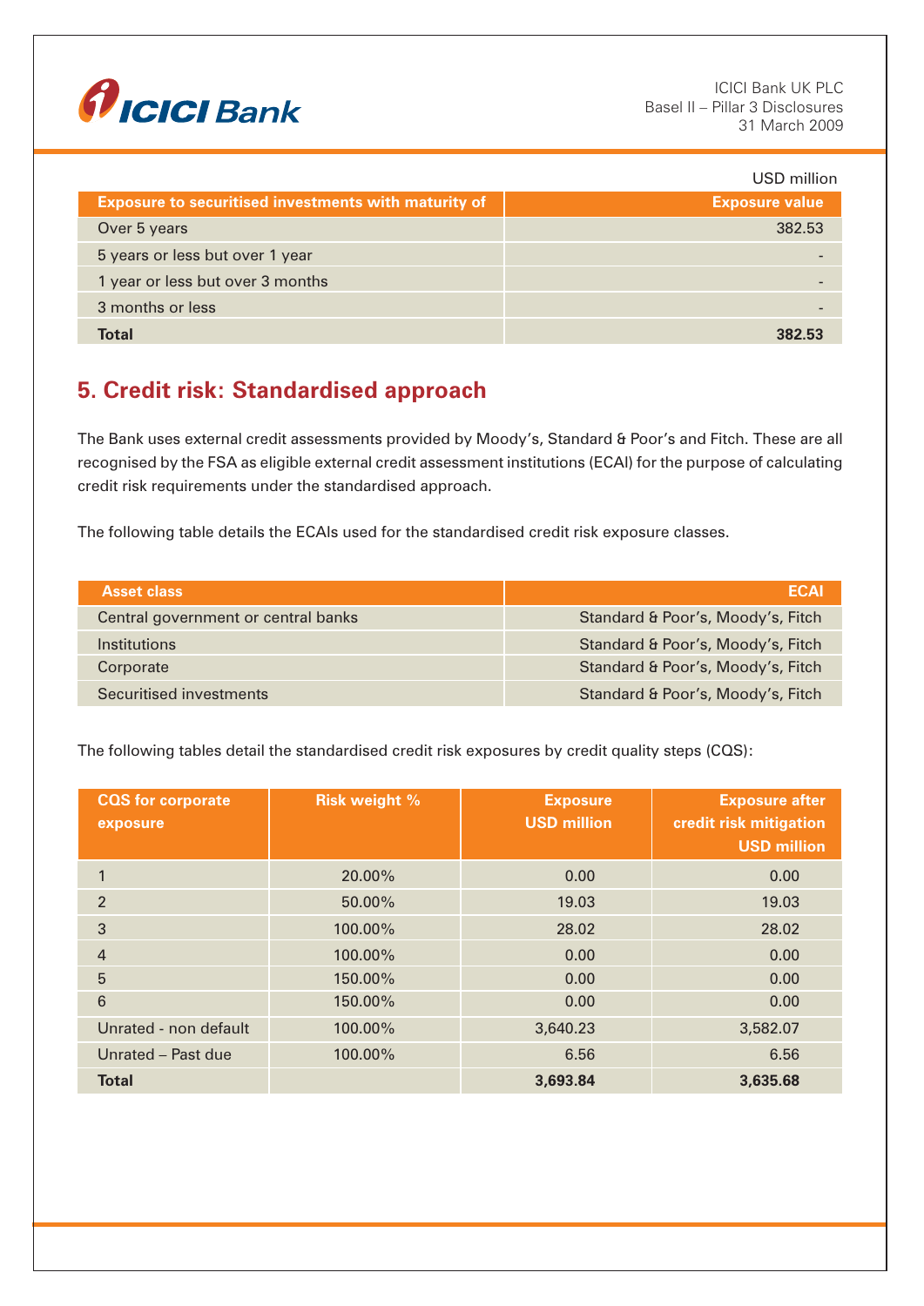USD million

| Exposure to securitised investments with maturity of | Exposure value |
|---|---|
| Over 5 years | 382.53 |
| 5 years or less but over 1 year | - |
| 1 year or less but over 3 months | - |
| 3 months or less | - |
| **Total** | **382.53** |

## 5. Credit risk: Standardised approach

The Bank uses external credit assessments provided by Moody's, Standard & Poor's and Fitch. These are all recognised by the FSA as eligible external credit assessment institutions (ECAI) for the purpose of calculating credit risk requirements under the standardised approach.

The following table details the ECAIs used for the standardised credit risk exposure classes.

| Asset class | ECAI |
|---|---|
| Central government or central banks | Standard & Poor's, Moody's, Fitch |
| Institutions | Standard & Poor's, Moody's, Fitch |
| Corporate | Standard & Poor's, Moody's, Fitch |
| Securitised investments | Standard & Poor's, Moody's, Fitch |

The following tables detail the standardised credit risk exposures by credit quality steps (CQS):

| CQS for corporate exposure | Risk weight % | Exposure USD million | Exposure after credit risk mitigation USD million |
|---|---|---|---|
| 1 | 20.00% | 0.00 | 0.00 |
| 2 | 50.00% | 19.03 | 19.03 |
| 3 | 100.00% | 28.02 | 28.02 |
| 4 | 100.00% | 0.00 | 0.00 |
| 5 | 150.00% | 0.00 | 0.00 |
| 6 | 150.00% | 0.00 | 0.00 |
| Unrated - non default | 100.00% | 3,640.23 | 3,582.07 |
| Unrated – Past due | 100.00% | 6.56 | 6.56 |
| **Total** | | **3,693.84** | **3,635.68** |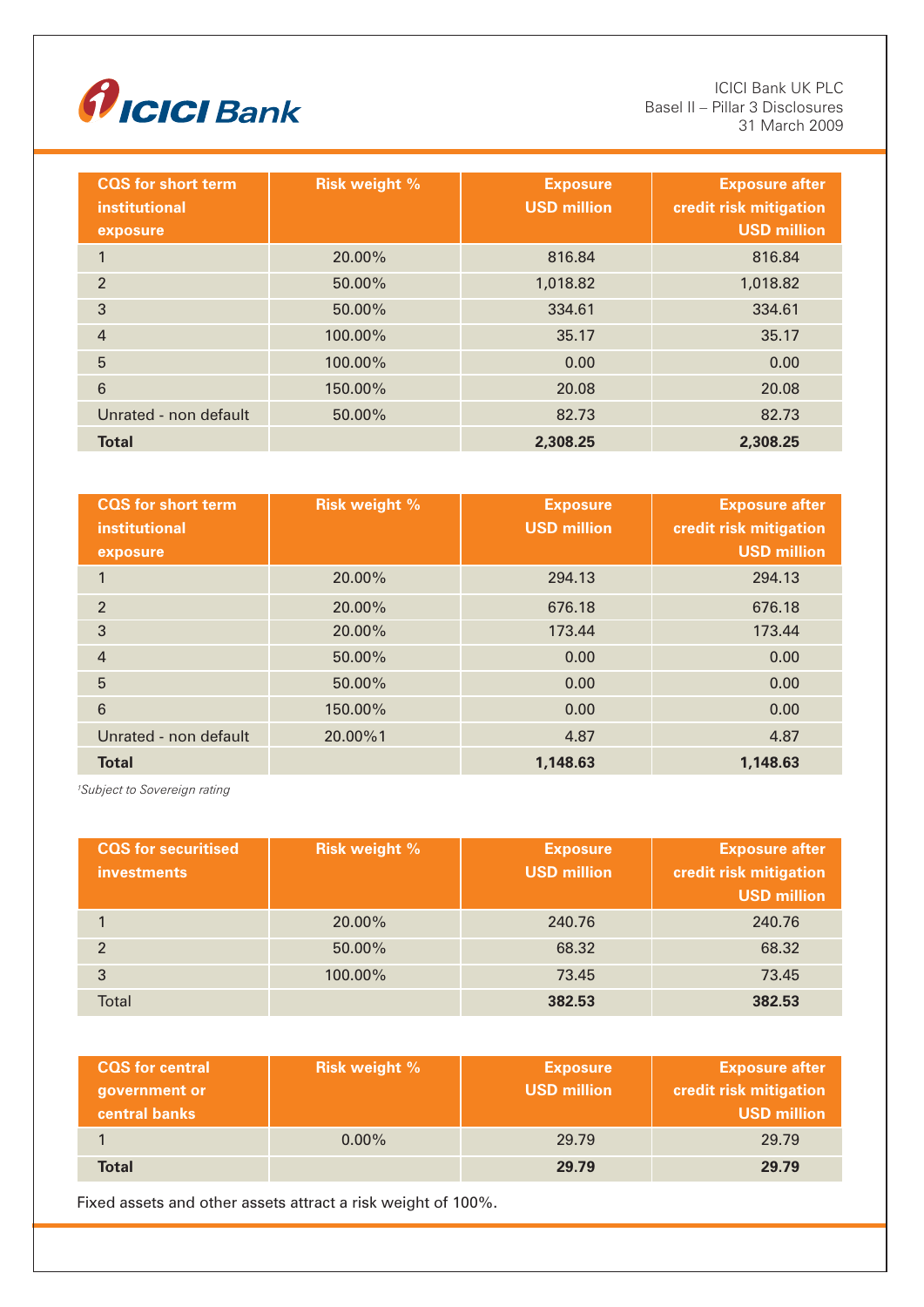| CQS for short term institutional exposure | Risk weight % | Exposure USD million | Exposure after credit risk mitigation USD million |
|---|---|---|---|
| 1 | 20.00% | 816.84 | 816.84 |
| 2 | 50.00% | 1,018.82 | 1,018.82 |
| 3 | 50.00% | 334.61 | 334.61 |
| 4 | 100.00% | 35.17 | 35.17 |
| 5 | 100.00% | 0.00 | 0.00 |
| 6 | 150.00% | 20.08 | 20.08 |
| Unrated - non default | 50.00% | 82.73 | 82.73 |
| **Total** | | **2,308.25** | **2,308.25** |

| CQS for short term institutional exposure | Risk weight % | Exposure USD million | Exposure after credit risk mitigation USD million |
|---|---|---|---|
| 1 | 20.00% | 294.13 | 294.13 |
| 2 | 20.00% | 676.18 | 676.18 |
| 3 | 20.00% | 173.44 | 173.44 |
| 4 | 50.00% | 0.00 | 0.00 |
| 5 | 50.00% | 0.00 | 0.00 |
| 6 | 150.00% | 0.00 | 0.00 |
| Unrated - non default | 20.00%[1] | 4.87 | 4.87 |
| **Total** | | **1,148.63** | **1,148.63** |

*[1]Subject to Sovereign rating*

| CQS for securitised investments | Risk weight % | Exposure USD million | Exposure after credit risk mitigation USD million |
|---|---|---|---|
| 1 | 20.00% | 240.76 | 240.76 |
| 2 | 50.00% | 68.32 | 68.32 |
| 3 | 100.00% | 73.45 | 73.45 |
| Total | | **382.53** | **382.53** |

| CQS for central government or central banks | Risk weight % | Exposure USD million | Exposure after credit risk mitigation USD million |
|---|---|---|---|
| 1 | 0.00% | 29.79 | 29.79 |
| **Total** | | **29.79** | **29.79** |

Fixed assets and other assets attract a risk weight of 100%.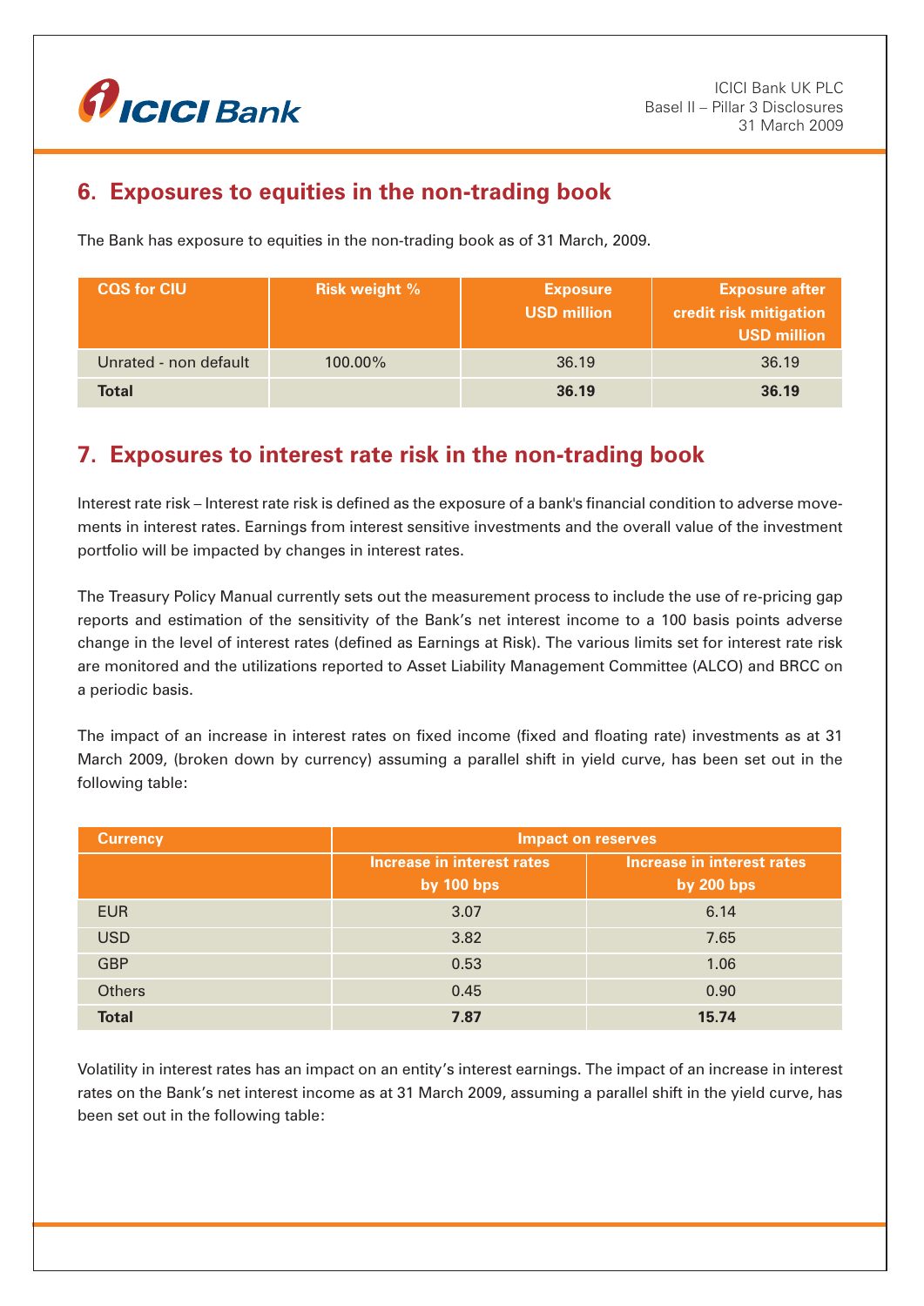## 6. Exposures to equities in the non-trading book

The Bank has exposure to equities in the non-trading book as of 31 March, 2009.

| CQS for CIU | Risk weight % | Exposure USD million | Exposure after credit risk mitigation USD million |
|---|---|---|---|
| Unrated - non default | 100.00% | 36.19 | 36.19 |
| **Total** | | **36.19** | **36.19** |

## 7. Exposures to interest rate risk in the non-trading book

Interest rate risk – Interest rate risk is defined as the exposure of a bank's financial condition to adverse movements in interest rates. Earnings from interest sensitive investments and the overall value of the investment portfolio will be impacted by changes in interest rates.

The Treasury Policy Manual currently sets out the measurement process to include the use of re-pricing gap reports and estimation of the sensitivity of the Bank's net interest income to a 100 basis points adverse change in the level of interest rates (defined as Earnings at Risk). The various limits set for interest rate risk are monitored and the utilizations reported to Asset Liability Management Committee (ALCO) and BRCC on a periodic basis.

The impact of an increase in interest rates on fixed income (fixed and floating rate) investments as at 31 March 2009, (broken down by currency) assuming a parallel shift in yield curve, has been set out in the following table:

| Currency | Impact on reserves | |
|---|---|---|
| | Increase in interest rates by 100 bps | Increase in interest rates by 200 bps |
| EUR | 3.07 | 6.14 |
| USD | 3.82 | 7.65 |
| GBP | 0.53 | 1.06 |
| Others | 0.45 | 0.90 |
| **Total** | **7.87** | **15.74** |

Volatility in interest rates has an impact on an entity's interest earnings. The impact of an increase in interest rates on the Bank's net interest income as at 31 March 2009, assuming a parallel shift in the yield curve, has been set out in the following table: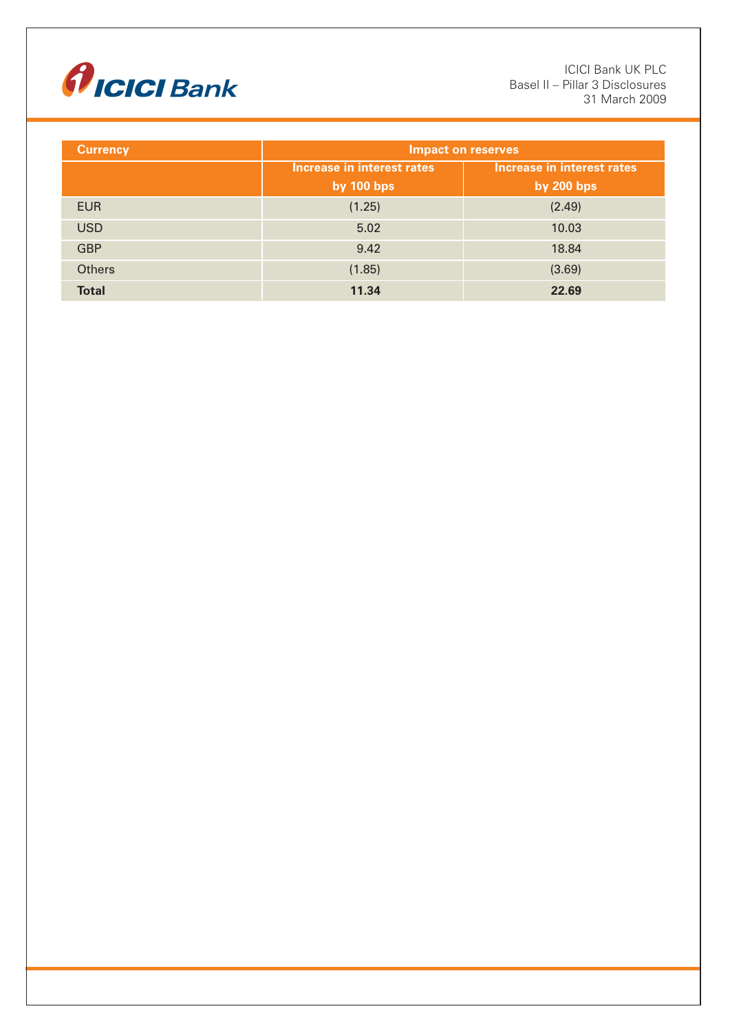| Currency | Impact on reserves | |
|---|---|---|
| | Increase in interest rates by 100 bps | Increase in interest rates by 200 bps |
| EUR | (1.25) | (2.49) |
| USD | 5.02 | 10.03 |
| GBP | 9.42 | 18.84 |
| Others | (1.85) | (3.69) |
| **Total** | **11.34** | **22.69** |